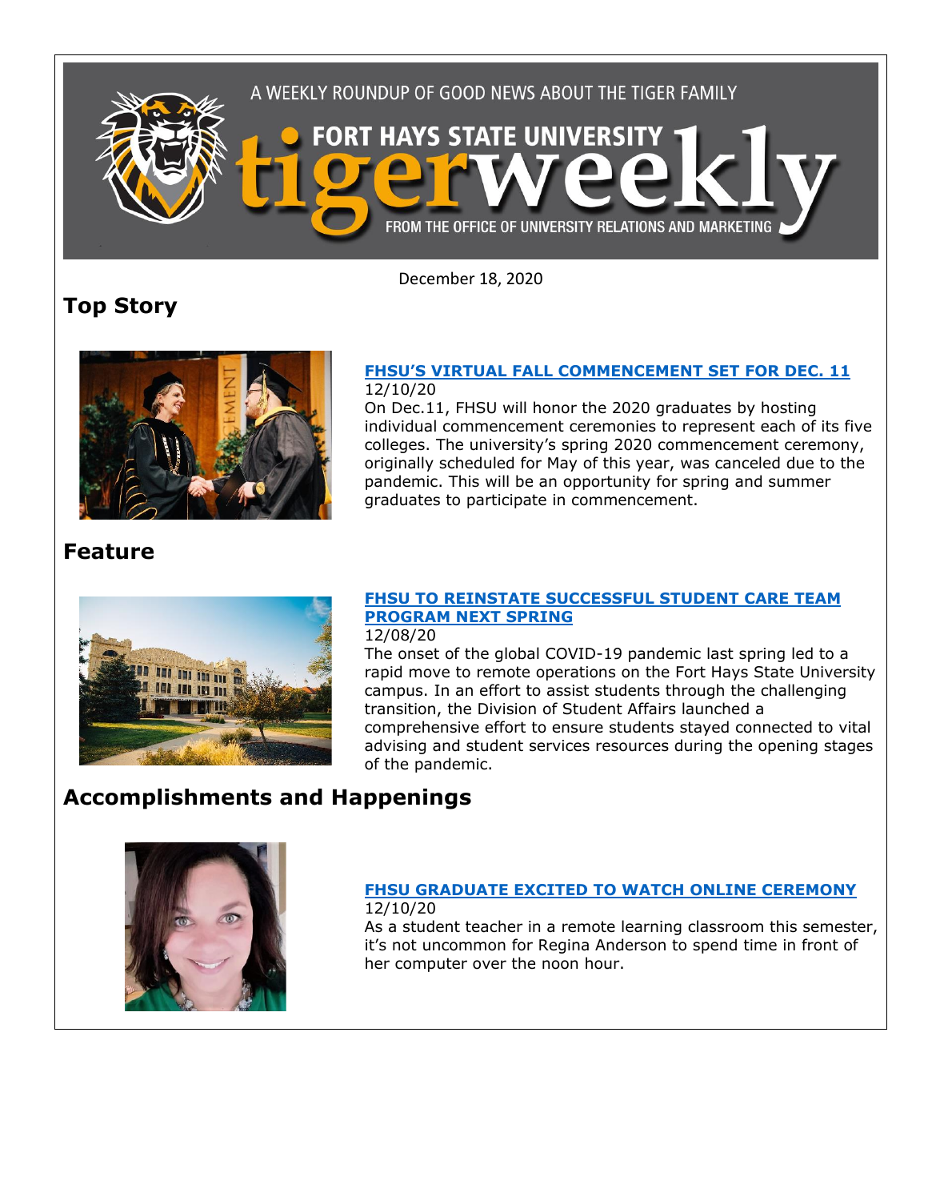A WEEKLY ROUNDUP OF GOOD NEWS ABOUT THE TIGER FAMILY

# FORT HAYS STATE UNIVERSITY tigerweekly

FROM THE OFFICE OF UNIVERSITY RELATIONS AND MARKETING

December 18, 2020

## Top Story

### FHSU'S VIRTUAL FALL COMMENCEMENT SET FOR DEC. 11

12/10/20

On Dec.11, FHSU will honor the 2020 graduates by hosting individual commencement ceremonies to represent each of its five colleges. The university's spring 2020 commencement ceremony, originally scheduled for May of this year, was canceled due to the pandemic. This will be an opportunity for spring and summer graduates to participate in commencement.

## Feature

### FHSU TO REINSTATE SUCCESSFUL STUDENT CARE TEAM PROGRAM NEXT SPRING

12/08/20

The onset of the global COVID-19 pandemic last spring led to a rapid move to remote operations on the Fort Hays State University campus. In an effort to assist students through the challenging transition, the Division of Student Affairs launched a comprehensive effort to ensure students stayed connected to vital advising and student services resources during the opening stages of the pandemic.

## Accomplishments and Happenings

### FHSU GRADUATE EXCITED TO WATCH ONLINE CEREMONY

12/10/20

As a student teacher in a remote learning classroom this semester, it's not uncommon for Regina Anderson to spend time in front of her computer over the noon hour.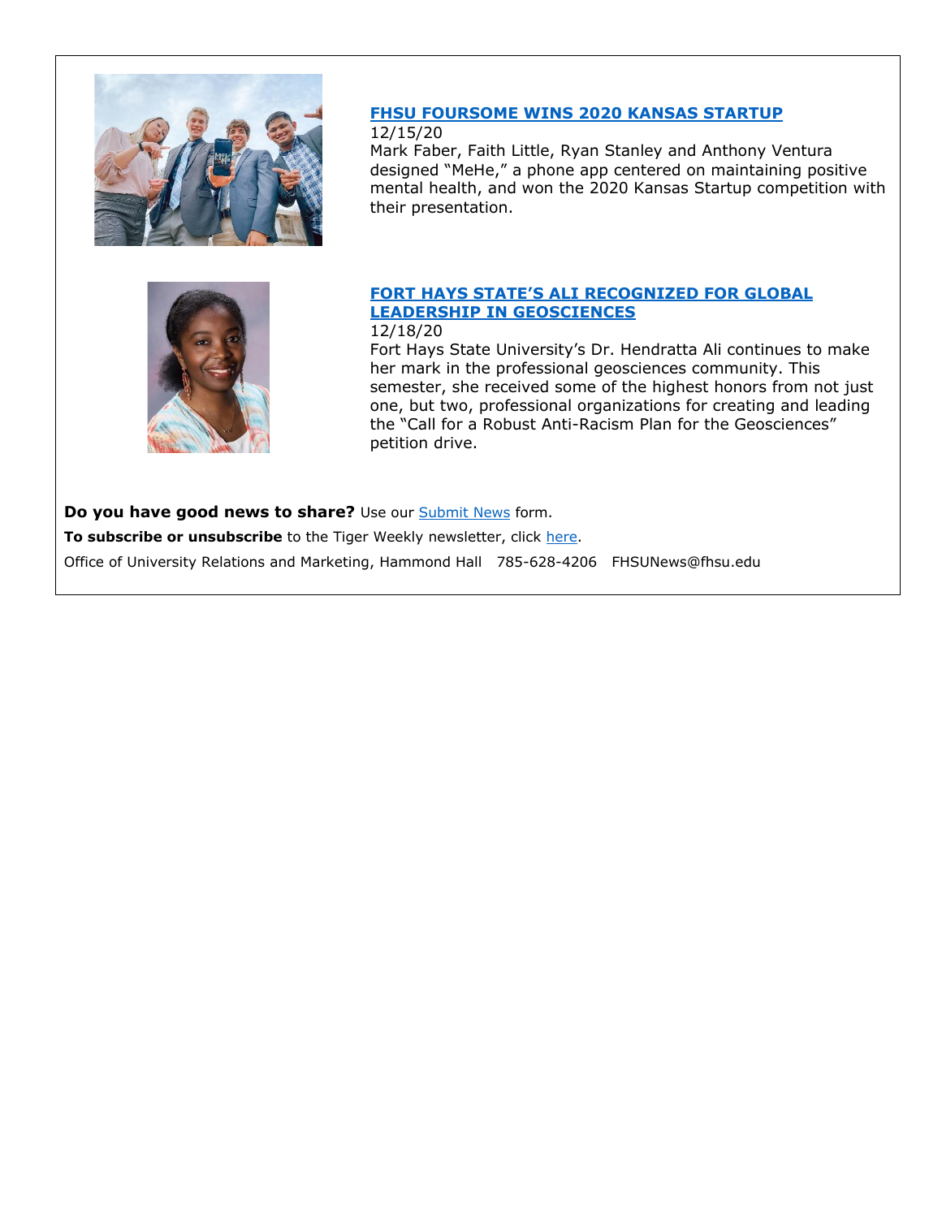### [FHSU FOURSOME WINS 2020 KANSAS STARTUP]

12/15/20

Mark Faber, Faith Little, Ryan Stanley and Anthony Ventura designed "MeHe," a phone app centered on maintaining positive mental health, and won the 2020 Kansas Startup competition with their presentation.

### [FORT HAYS STATE'S ALI RECOGNIZED FOR GLOBAL LEADERSHIP IN GEOSCIENCES]

12/18/20

Fort Hays State University's Dr. Hendratta Ali continues to make her mark in the professional geosciences community. This semester, she received some of the highest honors from not just one, but two, professional organizations for creating and leading the "Call for a Robust Anti-Racism Plan for the Geosciences" petition drive.

**Do you have good news to share?** Use our Submit News form.

**To subscribe or unsubscribe** to the Tiger Weekly newsletter, click here.

Office of University Relations and Marketing, Hammond Hall 785-628-4206 FHSUNews@fhsu.edu